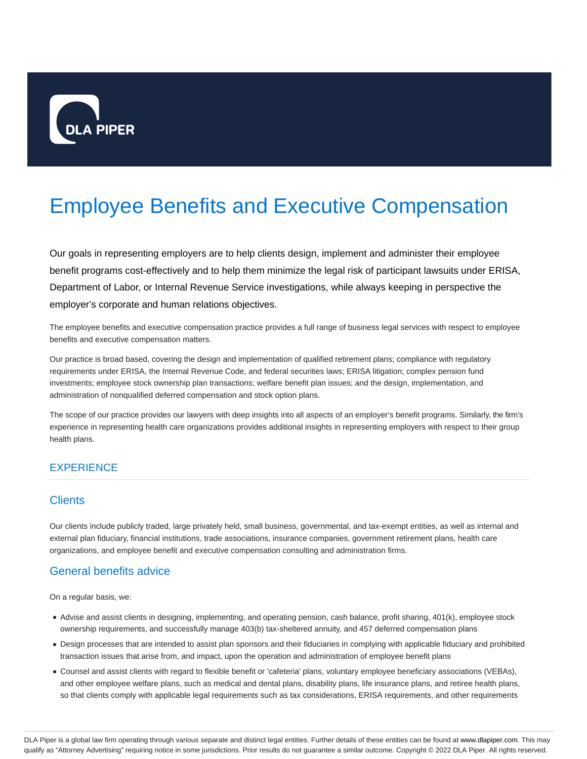DLA PIPER

# Employee Benefits and Executive Compensation

Our goals in representing employers are to help clients design, implement and administer their employee benefit programs cost-effectively and to help them minimize the legal risk of participant lawsuits under ERISA, Department of Labor, or Internal Revenue Service investigations, while always keeping in perspective the employer's corporate and human relations objectives.

The employee benefits and executive compensation practice provides a full range of business legal services with respect to employee benefits and executive compensation matters.

Our practice is broad based, covering the design and implementation of qualified retirement plans; compliance with regulatory requirements under ERISA, the Internal Revenue Code, and federal securities laws; ERISA litigation; complex pension fund investments; employee stock ownership plan transactions; welfare benefit plan issues; and the design, implementation, and administration of nonqualified deferred compensation and stock option plans.

The scope of our practice provides our lawyers with deep insights into all aspects of an employer's benefit programs. Similarly, the firm's experience in representing health care organizations provides additional insights in representing employers with respect to their group health plans.

## EXPERIENCE

### Clients

Our clients include publicly traded, large privately held, small business, governmental, and tax-exempt entities, as well as internal and external plan fiduciary, financial institutions, trade associations, insurance companies, government retirement plans, health care organizations, and employee benefit and executive compensation consulting and administration firms.

### General benefits advice

On a regular basis, we:

- Advise and assist clients in designing, implementing, and operating pension, cash balance, profit sharing, 401(k), employee stock ownership requirements, and successfully manage 403(b) tax-sheltered annuity, and 457 deferred compensation plans
- Design processes that are intended to assist plan sponsors and their fiduciaries in complying with applicable fiduciary and prohibited transaction issues that arise from, and impact, upon the operation and administration of employee benefit plans
- Counsel and assist clients with regard to flexible benefit or 'cafeteria' plans, voluntary employee beneficiary associations (VEBAs), and other employee welfare plans, such as medical and dental plans, disability plans, life insurance plans, and retiree health plans, so that clients comply with applicable legal requirements such as tax considerations, ERISA requirements, and other requirements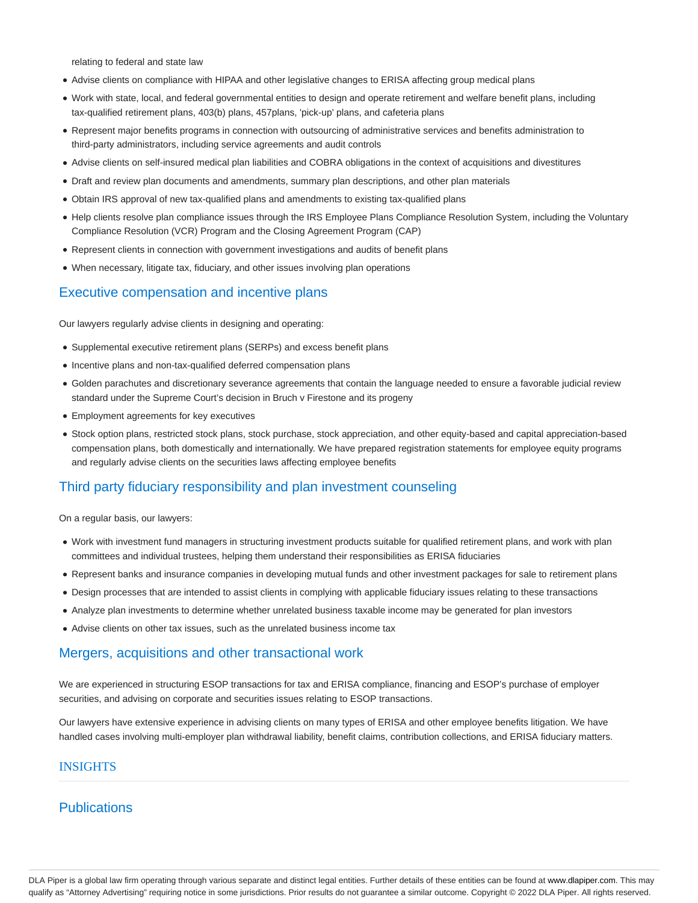relating to federal and state law

- Advise clients on compliance with HIPAA and other legislative changes to ERISA affecting group medical plans
- Work with state, local, and federal governmental entities to design and operate retirement and welfare benefit plans, including tax-qualified retirement plans, 403(b) plans, 457plans, 'pick-up' plans, and cafeteria plans
- Represent major benefits programs in connection with outsourcing of administrative services and benefits administration to third-party administrators, including service agreements and audit controls
- Advise clients on self-insured medical plan liabilities and COBRA obligations in the context of acquisitions and divestitures
- Draft and review plan documents and amendments, summary plan descriptions, and other plan materials
- Obtain IRS approval of new tax-qualified plans and amendments to existing tax-qualified plans
- Help clients resolve plan compliance issues through the IRS Employee Plans Compliance Resolution System, including the Voluntary Compliance Resolution (VCR) Program and the Closing Agreement Program (CAP)
- Represent clients in connection with government investigations and audits of benefit plans
- When necessary, litigate tax, fiduciary, and other issues involving plan operations

## Executive compensation and incentive plans

Our lawyers regularly advise clients in designing and operating:

- Supplemental executive retirement plans (SERPs) and excess benefit plans
- Incentive plans and non-tax-qualified deferred compensation plans
- Golden parachutes and discretionary severance agreements that contain the language needed to ensure a favorable judicial review standard under the Supreme Court's decision in Bruch v Firestone and its progeny
- Employment agreements for key executives
- Stock option plans, restricted stock plans, stock purchase, stock appreciation, and other equity-based and capital appreciation-based compensation plans, both domestically and internationally. We have prepared registration statements for employee equity programs and regularly advise clients on the securities laws affecting employee benefits

## Third party fiduciary responsibility and plan investment counseling

On a regular basis, our lawyers:

- Work with investment fund managers in structuring investment products suitable for qualified retirement plans, and work with plan committees and individual trustees, helping them understand their responsibilities as ERISA fiduciaries
- Represent banks and insurance companies in developing mutual funds and other investment packages for sale to retirement plans
- Design processes that are intended to assist clients in complying with applicable fiduciary issues relating to these transactions
- Analyze plan investments to determine whether unrelated business taxable income may be generated for plan investors
- Advise clients on other tax issues, such as the unrelated business income tax

## Mergers, acquisitions and other transactional work

We are experienced in structuring ESOP transactions for tax and ERISA compliance, financing and ESOP's purchase of employer securities, and advising on corporate and securities issues relating to ESOP transactions.

Our lawyers have extensive experience in advising clients on many types of ERISA and other employee benefits litigation. We have handled cases involving multi-employer plan withdrawal liability, benefit claims, contribution collections, and ERISA fiduciary matters.

## INSIGHTS

## Publications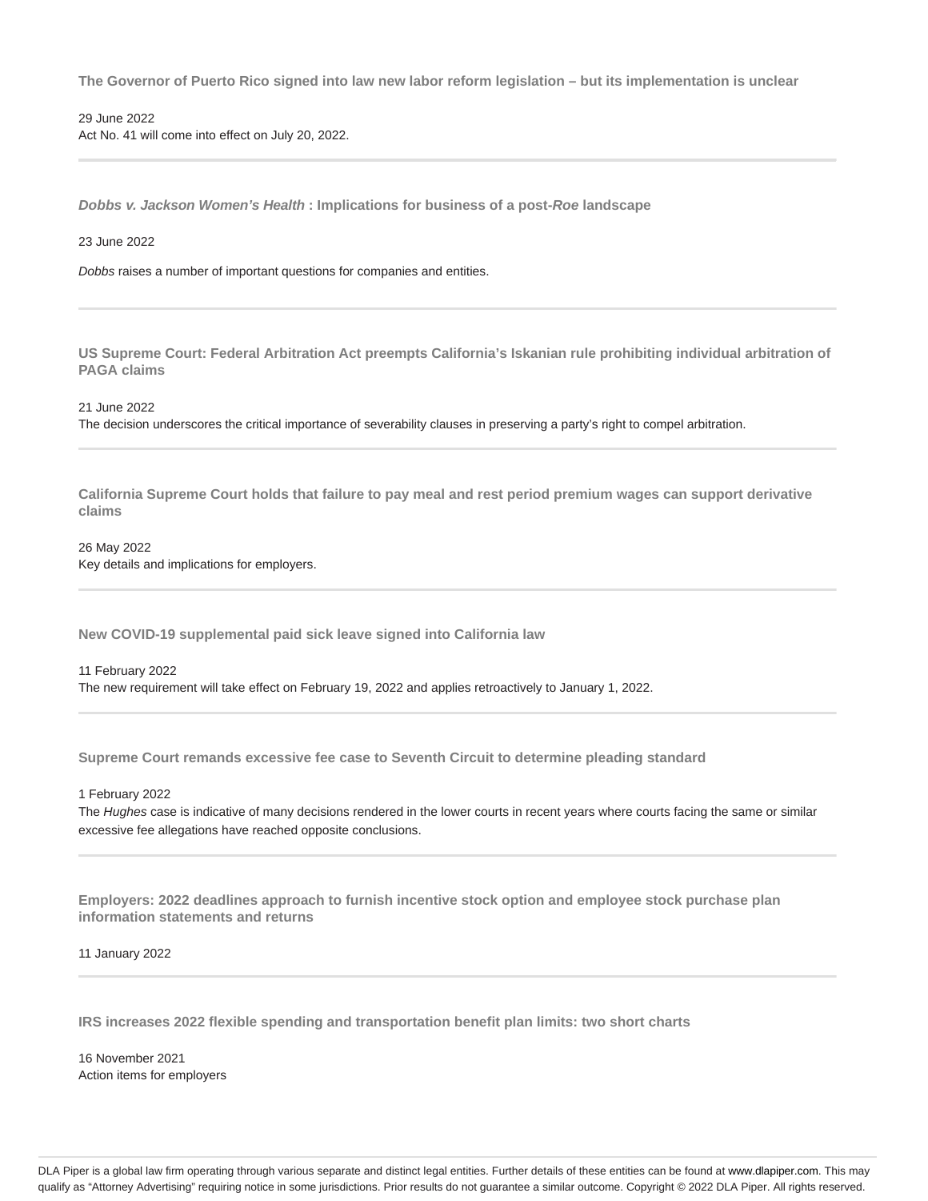**The Governor of Puerto Rico signed into law new labor reform legislation – but its implementation is unclear**

29 June 2022

Act No. 41 will come into effect on July 20, 2022.

---

***Dobbs v. Jackson Women's Health*: Implications for business of a post-*Roe* landscape**

23 June 2022

*Dobbs* raises a number of important questions for companies and entities.

---

**US Supreme Court: Federal Arbitration Act preempts California's Iskanian rule prohibiting individual arbitration of PAGA claims**

21 June 2022

The decision underscores the critical importance of severability clauses in preserving a party's right to compel arbitration.

---

**California Supreme Court holds that failure to pay meal and rest period premium wages can support derivative claims**

26 May 2022

Key details and implications for employers.

---

**New COVID-19 supplemental paid sick leave signed into California law**

11 February 2022

The new requirement will take effect on February 19, 2022 and applies retroactively to January 1, 2022.

---

**Supreme Court remands excessive fee case to Seventh Circuit to determine pleading standard**

1 February 2022

The *Hughes* case is indicative of many decisions rendered in the lower courts in recent years where courts facing the same or similar excessive fee allegations have reached opposite conclusions.

---

**Employers: 2022 deadlines approach to furnish incentive stock option and employee stock purchase plan information statements and returns**

11 January 2022

---

**IRS increases 2022 flexible spending and transportation benefit plan limits: two short charts**

16 November 2021

Action items for employers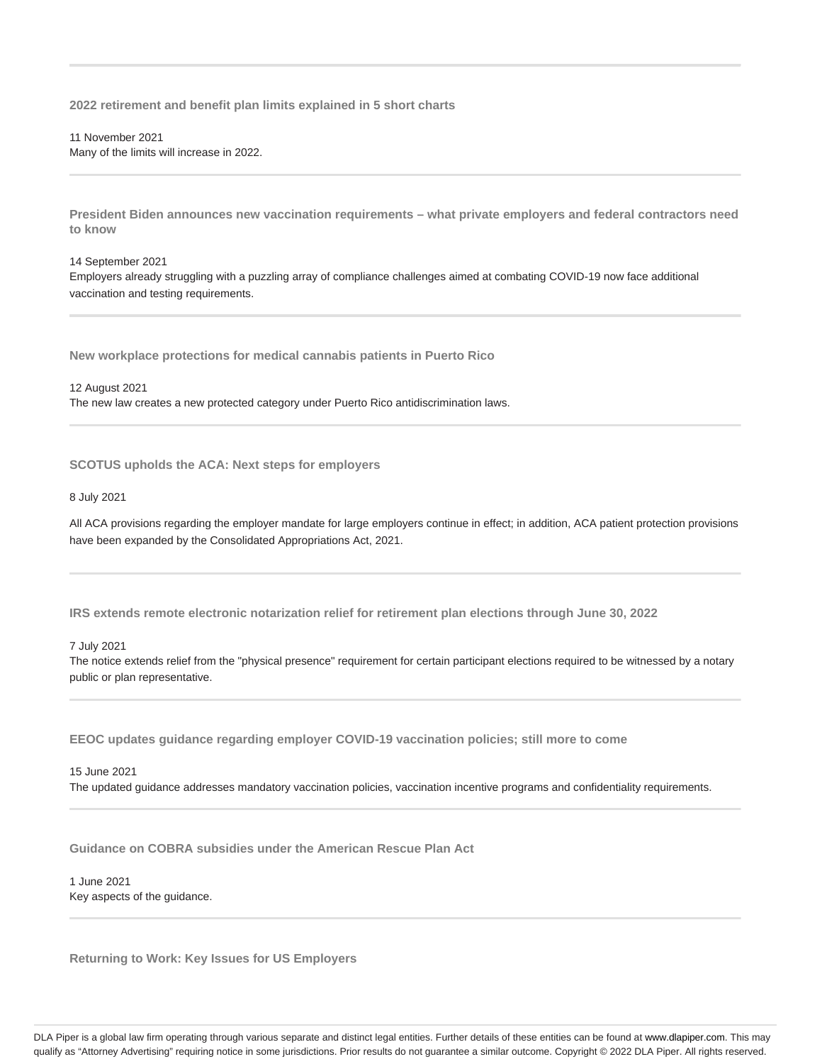**2022 retirement and benefit plan limits explained in 5 short charts**

11 November 2021
Many of the limits will increase in 2022.

---

**President Biden announces new vaccination requirements – what private employers and federal contractors need to know**

14 September 2021
Employers already struggling with a puzzling array of compliance challenges aimed at combating COVID-19 now face additional vaccination and testing requirements.

---

**New workplace protections for medical cannabis patients in Puerto Rico**

12 August 2021
The new law creates a new protected category under Puerto Rico antidiscrimination laws.

---

**SCOTUS upholds the ACA: Next steps for employers**

8 July 2021

All ACA provisions regarding the employer mandate for large employers continue in effect; in addition, ACA patient protection provisions have been expanded by the Consolidated Appropriations Act, 2021.

---

**IRS extends remote electronic notarization relief for retirement plan elections through June 30, 2022**

7 July 2021
The notice extends relief from the "physical presence" requirement for certain participant elections required to be witnessed by a notary public or plan representative.

---

**EEOC updates guidance regarding employer COVID-19 vaccination policies; still more to come**

15 June 2021
The updated guidance addresses mandatory vaccination policies, vaccination incentive programs and confidentiality requirements.

---

**Guidance on COBRA subsidies under the American Rescue Plan Act**

1 June 2021
Key aspects of the guidance.

---

**Returning to Work: Key Issues for US Employers**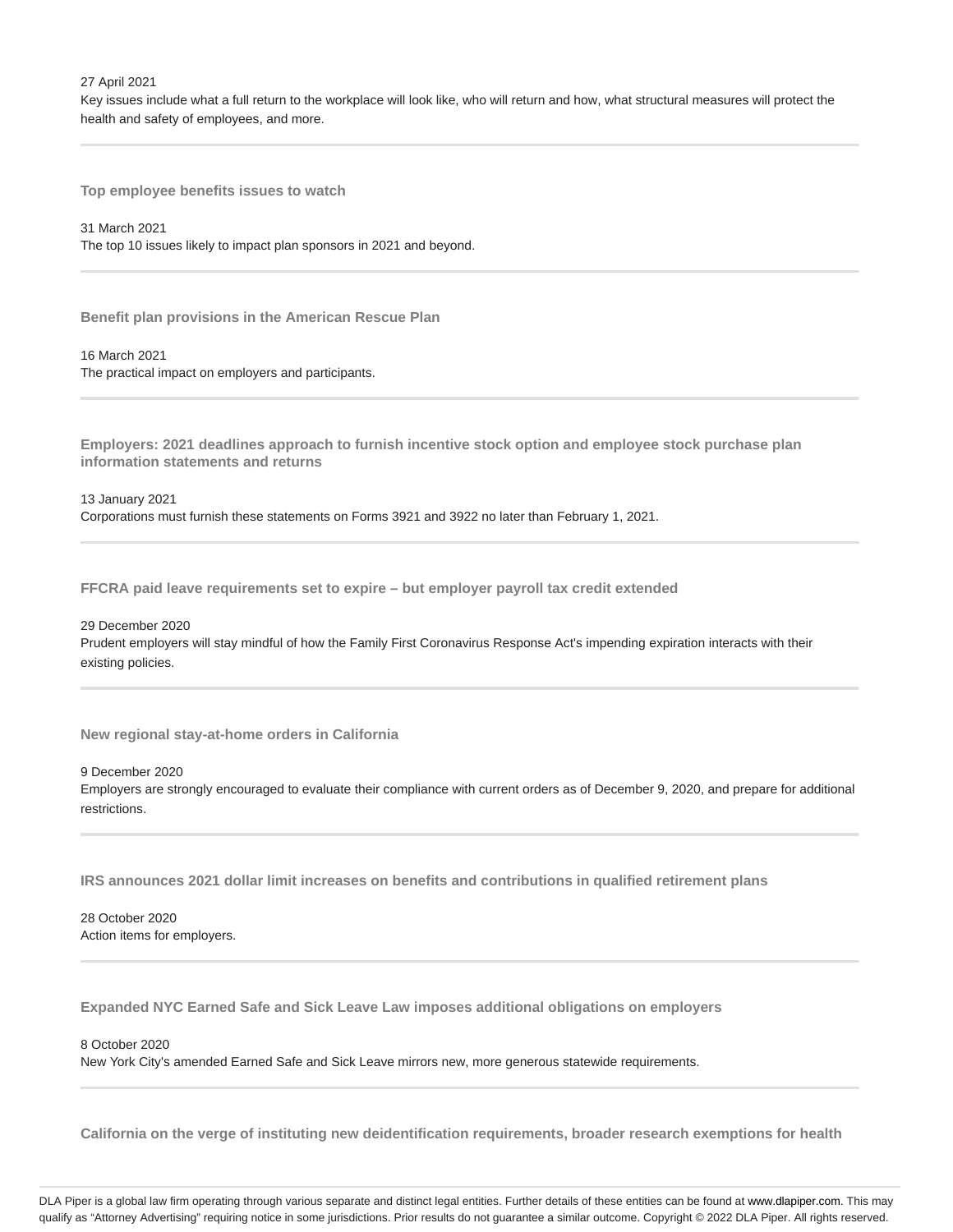27 April 2021
Key issues include what a full return to the workplace will look like, who will return and how, what structural measures will protect the health and safety of employees, and more.

---

**Top employee benefits issues to watch**

31 March 2021
The top 10 issues likely to impact plan sponsors in 2021 and beyond.

---

**Benefit plan provisions in the American Rescue Plan**

16 March 2021
The practical impact on employers and participants.

---

**Employers: 2021 deadlines approach to furnish incentive stock option and employee stock purchase plan information statements and returns**

13 January 2021
Corporations must furnish these statements on Forms 3921 and 3922 no later than February 1, 2021.

---

**FFCRA paid leave requirements set to expire – but employer payroll tax credit extended**

29 December 2020
Prudent employers will stay mindful of how the Family First Coronavirus Response Act's impending expiration interacts with their existing policies.

---

**New regional stay-at-home orders in California**

9 December 2020
Employers are strongly encouraged to evaluate their compliance with current orders as of December 9, 2020, and prepare for additional restrictions.

---

**IRS announces 2021 dollar limit increases on benefits and contributions in qualified retirement plans**

28 October 2020
Action items for employers.

---

**Expanded NYC Earned Safe and Sick Leave Law imposes additional obligations on employers**

8 October 2020
New York City's amended Earned Safe and Sick Leave mirrors new, more generous statewide requirements.

---

**California on the verge of instituting new deidentification requirements, broader research exemptions for health**

DLA Piper is a global law firm operating through various separate and distinct legal entities. Further details of these entities can be found at www.dlapiper.com. This may qualify as "Attorney Advertising" requiring notice in some jurisdictions. Prior results do not guarantee a similar outcome. Copyright © 2022 DLA Piper. All rights reserved.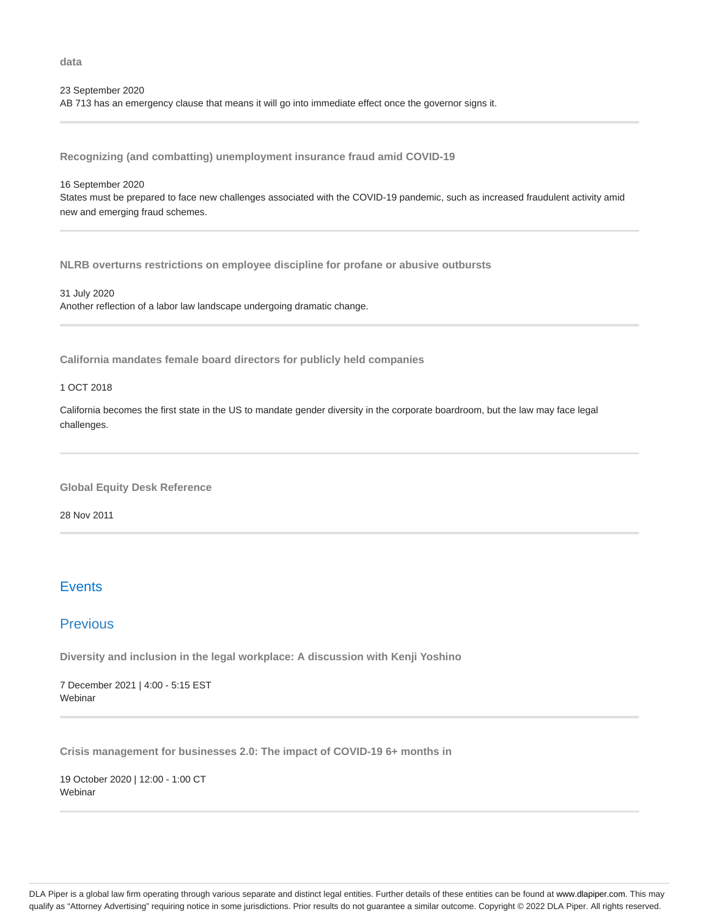**data**

23 September 2020
AB 713 has an emergency clause that means it will go into immediate effect once the governor signs it.

---

**Recognizing (and combatting) unemployment insurance fraud amid COVID-19**

16 September 2020
States must be prepared to face new challenges associated with the COVID-19 pandemic, such as increased fraudulent activity amid new and emerging fraud schemes.

---

**NLRB overturns restrictions on employee discipline for profane or abusive outbursts**

31 July 2020
Another reflection of a labor law landscape undergoing dramatic change.

---

**California mandates female board directors for publicly held companies**

1 OCT 2018

California becomes the first state in the US to mandate gender diversity in the corporate boardroom, but the law may face legal challenges.

---

**Global Equity Desk Reference**

28 Nov 2011

---

## Events

## Previous

**Diversity and inclusion in the legal workplace: A discussion with Kenji Yoshino**

7 December 2021 | 4:00 - 5:15 EST
Webinar

---

**Crisis management for businesses 2.0: The impact of COVID-19 6+ months in**

19 October 2020 | 12:00 - 1:00 CT
Webinar

---

DLA Piper is a global law firm operating through various separate and distinct legal entities. Further details of these entities can be found at www.dlapiper.com. This may qualify as "Attorney Advertising" requiring notice in some jurisdictions. Prior results do not guarantee a similar outcome. Copyright © 2022 DLA Piper. All rights reserved.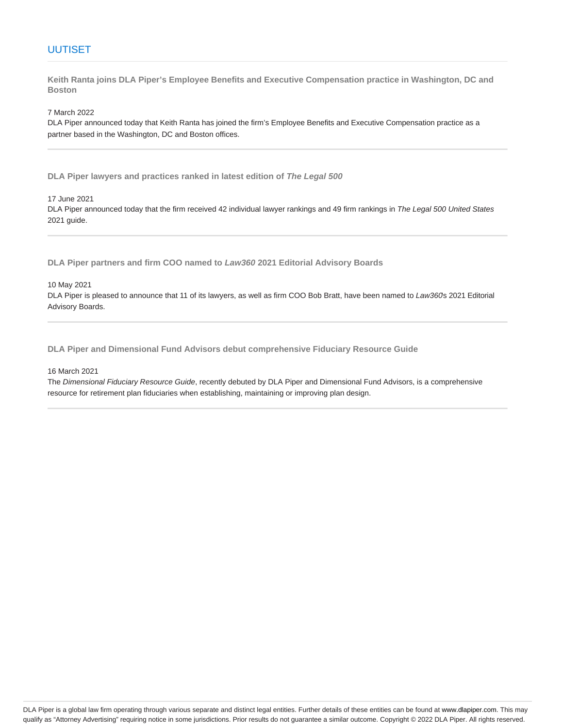## UUTISET

**Keith Ranta joins DLA Piper's Employee Benefits and Executive Compensation practice in Washington, DC and Boston**

7 March 2022

DLA Piper announced today that Keith Ranta has joined the firm's Employee Benefits and Executive Compensation practice as a partner based in the Washington, DC and Boston offices.

**DLA Piper lawyers and practices ranked in latest edition of *The Legal 500***

17 June 2021

DLA Piper announced today that the firm received 42 individual lawyer rankings and 49 firm rankings in *The Legal 500 United States* 2021 guide.

**DLA Piper partners and firm COO named to *Law360* 2021 Editorial Advisory Boards**

10 May 2021

DLA Piper is pleased to announce that 11 of its lawyers, as well as firm COO Bob Bratt, have been named to *Law360*s 2021 Editorial Advisory Boards.

**DLA Piper and Dimensional Fund Advisors debut comprehensive Fiduciary Resource Guide**

16 March 2021

The *Dimensional Fiduciary Resource Guide*, recently debuted by DLA Piper and Dimensional Fund Advisors, is a comprehensive resource for retirement plan fiduciaries when establishing, maintaining or improving plan design.

DLA Piper is a global law firm operating through various separate and distinct legal entities. Further details of these entities can be found at www.dlapiper.com. This may qualify as "Attorney Advertising" requiring notice in some jurisdictions. Prior results do not guarantee a similar outcome. Copyright © 2022 DLA Piper. All rights reserved.